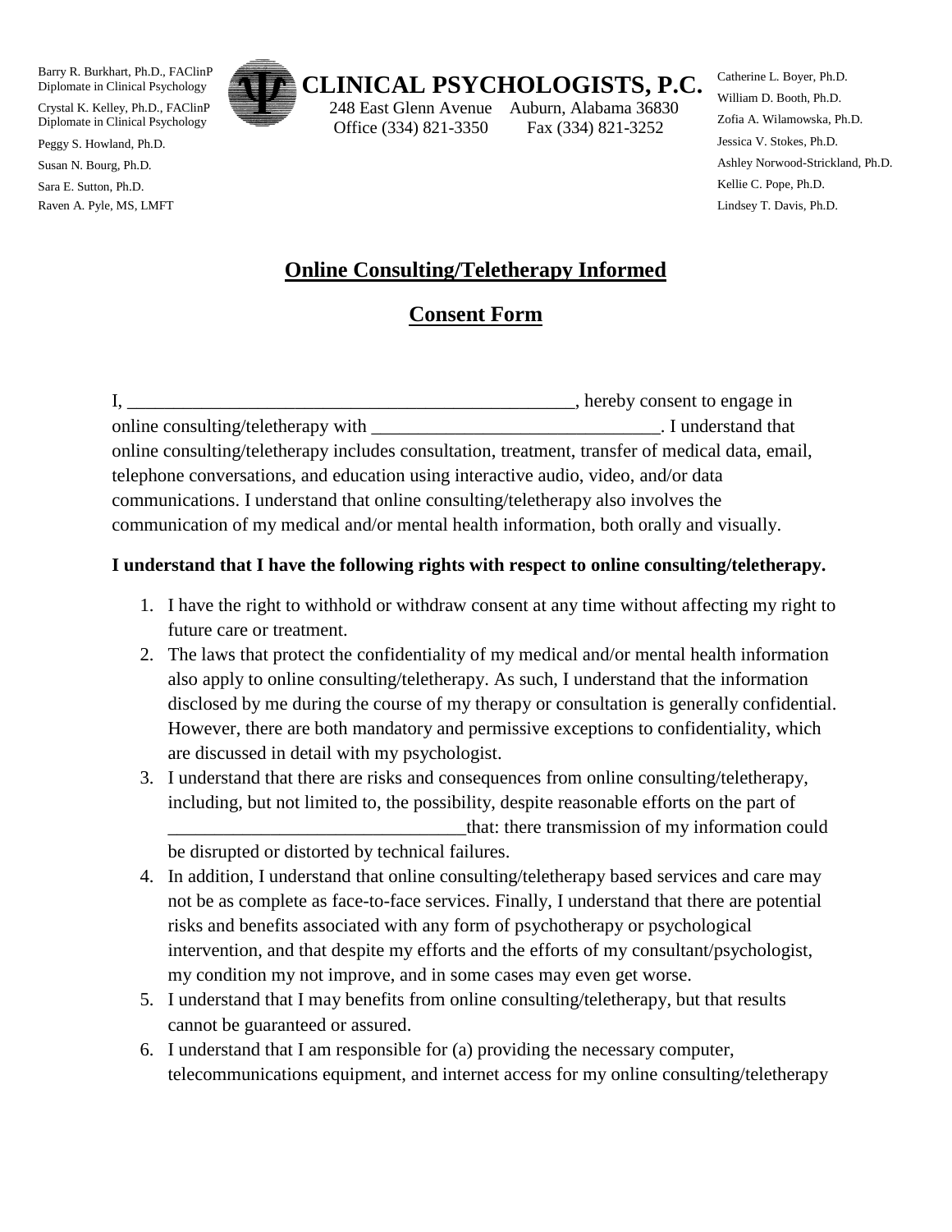Barry R. Burkhart, Ph.D., FAClinP
Diplomate in Clinical Psychology

Crystal K. Kelley, Ph.D., FAClinP
Diplomate in Clinical Psychology

Peggy S. Howland, Ph.D.

Susan N. Bourg, Ph.D.

Sara E. Sutton, Ph.D.

Raven A. Pyle, MS, LMFT

**CLINICAL PSYCHOLOGISTS, P.C.**
248 East Glenn Avenue Auburn, Alabama 36830
Office (334) 821-3350 Fax (334) 821-3252

Catherine L. Boyer, Ph.D.

William D. Booth, Ph.D.

Zofia A. Wilamowska, Ph.D.

Jessica V. Stokes, Ph.D.

Ashley Norwood-Strickland, Ph.D.

Kellie C. Pope, Ph.D.

Lindsey T. Davis, Ph.D.

# Online Consulting/Teletherapy Informed Consent Form

I, ________________________________________________, hereby consent to engage in online consulting/teletherapy with _______________________________. I understand that online consulting/teletherapy includes consultation, treatment, transfer of medical data, email, telephone conversations, and education using interactive audio, video, and/or data communications. I understand that online consulting/teletherapy also involves the communication of my medical and/or mental health information, both orally and visually.

**I understand that I have the following rights with respect to online consulting/teletherapy.**

1. I have the right to withhold or withdraw consent at any time without affecting my right to future care or treatment.
2. The laws that protect the confidentiality of my medical and/or mental health information also apply to online consulting/teletherapy. As such, I understand that the information disclosed by me during the course of my therapy or consultation is generally confidential. However, there are both mandatory and permissive exceptions to confidentiality, which are discussed in detail with my psychologist.
3. I understand that there are risks and consequences from online consulting/teletherapy, including, but not limited to, the possibility, despite reasonable efforts on the part of ________________________________that: there transmission of my information could be disrupted or distorted by technical failures.
4. In addition, I understand that online consulting/teletherapy based services and care may not be as complete as face-to-face services. Finally, I understand that there are potential risks and benefits associated with any form of psychotherapy or psychological intervention, and that despite my efforts and the efforts of my consultant/psychologist, my condition my not improve, and in some cases may even get worse.
5. I understand that I may benefits from online consulting/teletherapy, but that results cannot be guaranteed or assured.
6. I understand that I am responsible for (a) providing the necessary computer, telecommunications equipment, and internet access for my online consulting/teletherapy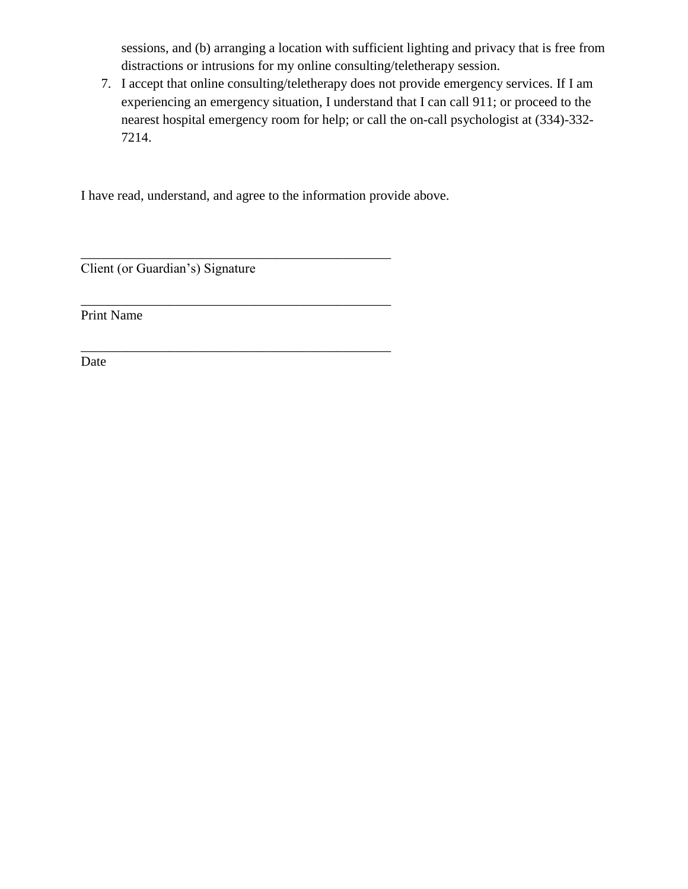sessions, and (b) arranging a location with sufficient lighting and privacy that is free from distractions or intrusions for my online consulting/teletherapy session.

7. I accept that online consulting/teletherapy does not provide emergency services. If I am experiencing an emergency situation, I understand that I can call 911; or proceed to the nearest hospital emergency room for help; or call the on-call psychologist at (334)-332-7214.

I have read, understand, and agree to the information provide above.

_______________________________________________
Client (or Guardian's) Signature

_______________________________________________
Print Name

_______________________________________________
Date